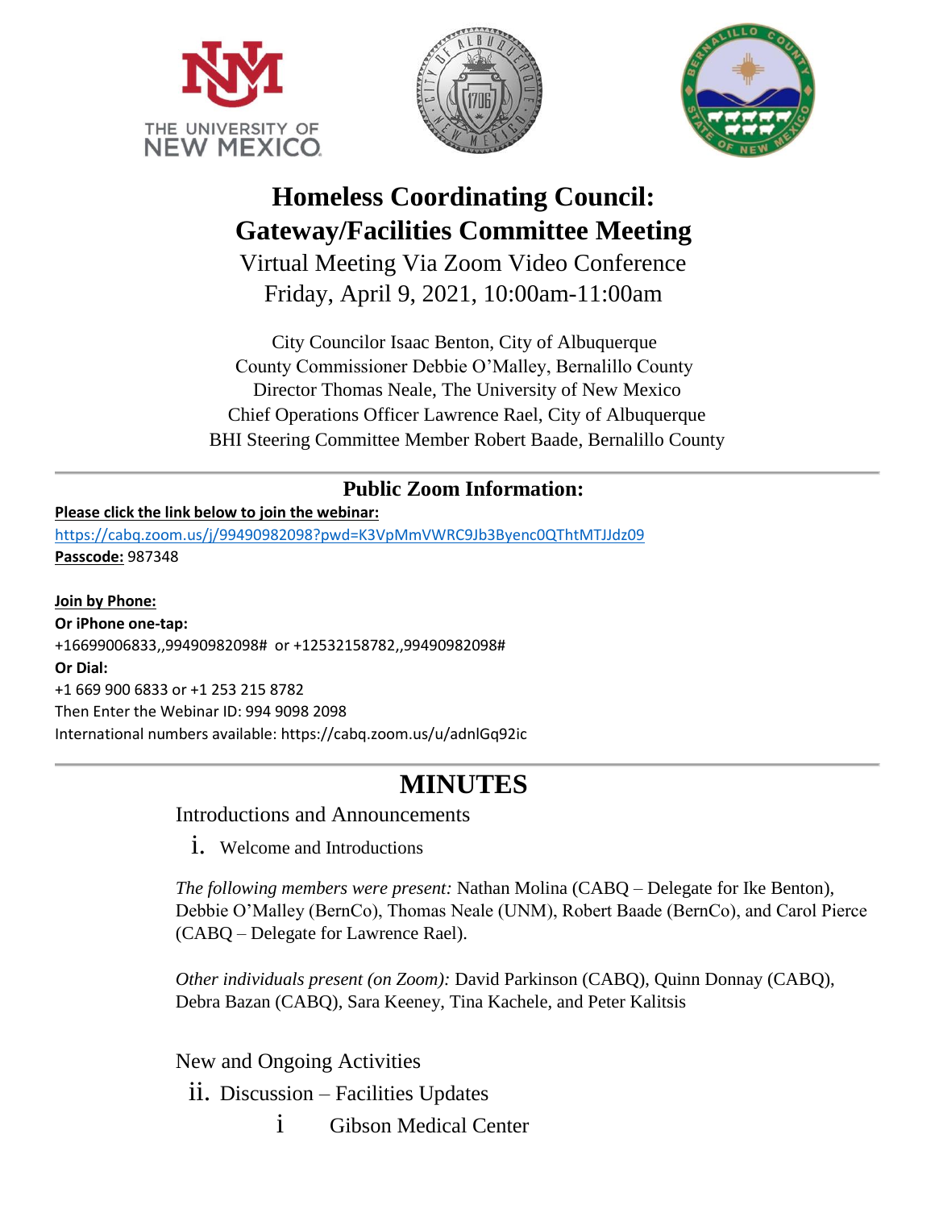# Homeless Coordinating Council: Gateway/Facilities Committee Meeting

Virtual Meeting Via Zoom Video Conference
Friday, April 9, 2021, 10:00am-11:00am

City Councilor Isaac Benton, City of Albuquerque
County Commissioner Debbie O'Malley, Bernalillo County
Director Thomas Neale, The University of New Mexico
Chief Operations Officer Lawrence Rael, City of Albuquerque
BHI Steering Committee Member Robert Baade, Bernalillo County

---

## Public Zoom Information:

**Please click the link below to join the webinar:**
https://cabq.zoom.us/j/99490982098?pwd=K3VpMmVWRC9Jb3Byenc0QThtMTJJdz09
**Passcode:** 987348

**Join by Phone:**
**Or iPhone one-tap:**
+16699006833,,99490982098# or +12532158782,,99490982098#
**Or Dial:**
+1 669 900 6833 or +1 253 215 8782
Then Enter the Webinar ID: 994 9098 2098
International numbers available: https://cabq.zoom.us/u/adnlGq92ic

---

# MINUTES

Introductions and Announcements

i. Welcome and Introductions

*The following members were present:* Nathan Molina (CABQ – Delegate for Ike Benton), Debbie O'Malley (BernCo), Thomas Neale (UNM), Robert Baade (BernCo), and Carol Pierce (CABQ – Delegate for Lawrence Rael).

*Other individuals present (on Zoom):* David Parkinson (CABQ), Quinn Donnay (CABQ), Debra Bazan (CABQ), Sara Keeney, Tina Kachele, and Peter Kalitsis

New and Ongoing Activities

ii. Discussion – Facilities Updates

i Gibson Medical Center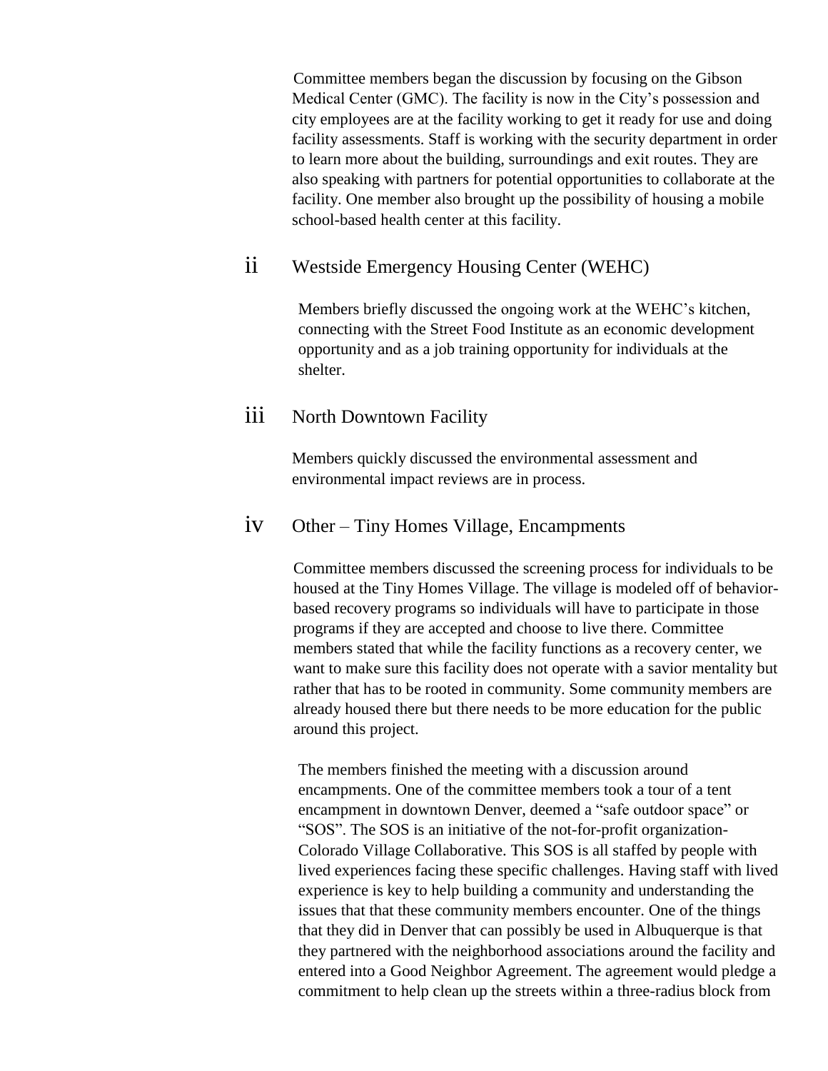Committee members began the discussion by focusing on the Gibson Medical Center (GMC). The facility is now in the City's possession and city employees are at the facility working to get it ready for use and doing facility assessments. Staff is working with the security department in order to learn more about the building, surroundings and exit routes. They are also speaking with partners for potential opportunities to collaborate at the facility. One member also brought up the possibility of housing a mobile school-based health center at this facility.

ii Westside Emergency Housing Center (WEHC)

Members briefly discussed the ongoing work at the WEHC's kitchen, connecting with the Street Food Institute as an economic development opportunity and as a job training opportunity for individuals at the shelter.

iii North Downtown Facility

Members quickly discussed the environmental assessment and environmental impact reviews are in process.

iv Other – Tiny Homes Village, Encampments

Committee members discussed the screening process for individuals to be housed at the Tiny Homes Village. The village is modeled off of behavior-based recovery programs so individuals will have to participate in those programs if they are accepted and choose to live there. Committee members stated that while the facility functions as a recovery center, we want to make sure this facility does not operate with a savior mentality but rather that has to be rooted in community. Some community members are already housed there but there needs to be more education for the public around this project.

The members finished the meeting with a discussion around encampments. One of the committee members took a tour of a tent encampment in downtown Denver, deemed a "safe outdoor space" or "SOS". The SOS is an initiative of the not-for-profit organization- Colorado Village Collaborative. This SOS is all staffed by people with lived experiences facing these specific challenges. Having staff with lived experience is key to help building a community and understanding the issues that that these community members encounter. One of the things that they did in Denver that can possibly be used in Albuquerque is that they partnered with the neighborhood associations around the facility and entered into a Good Neighbor Agreement. The agreement would pledge a commitment to help clean up the streets within a three-radius block from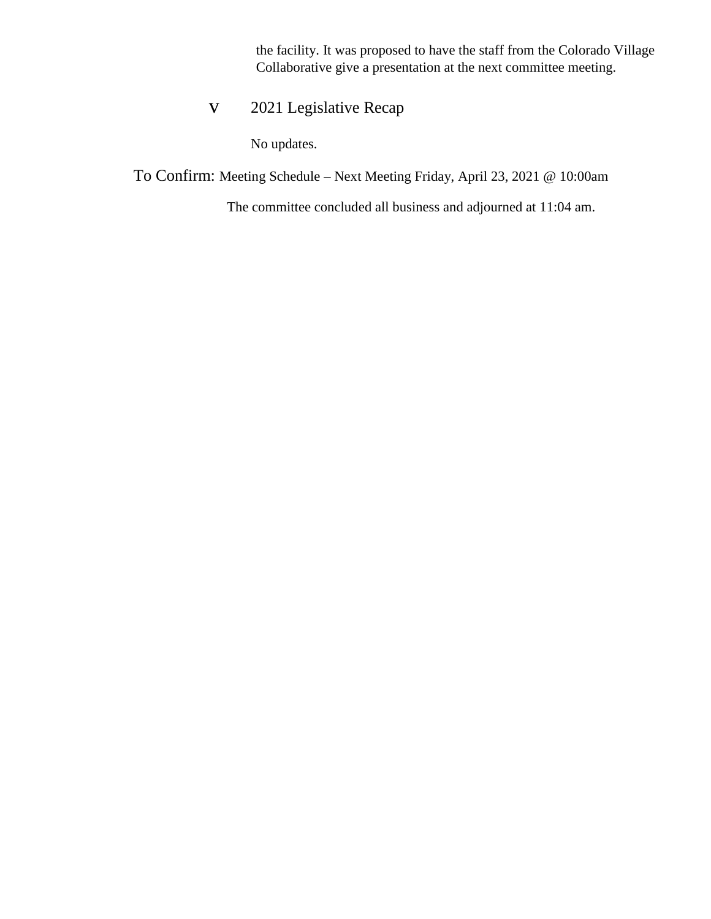the facility. It was proposed to have the staff from the Colorado Village Collaborative give a presentation at the next committee meeting.

V 2021 Legislative Recap

No updates.

To Confirm: Meeting Schedule – Next Meeting Friday, April 23, 2021 @ 10:00am

The committee concluded all business and adjourned at 11:04 am.